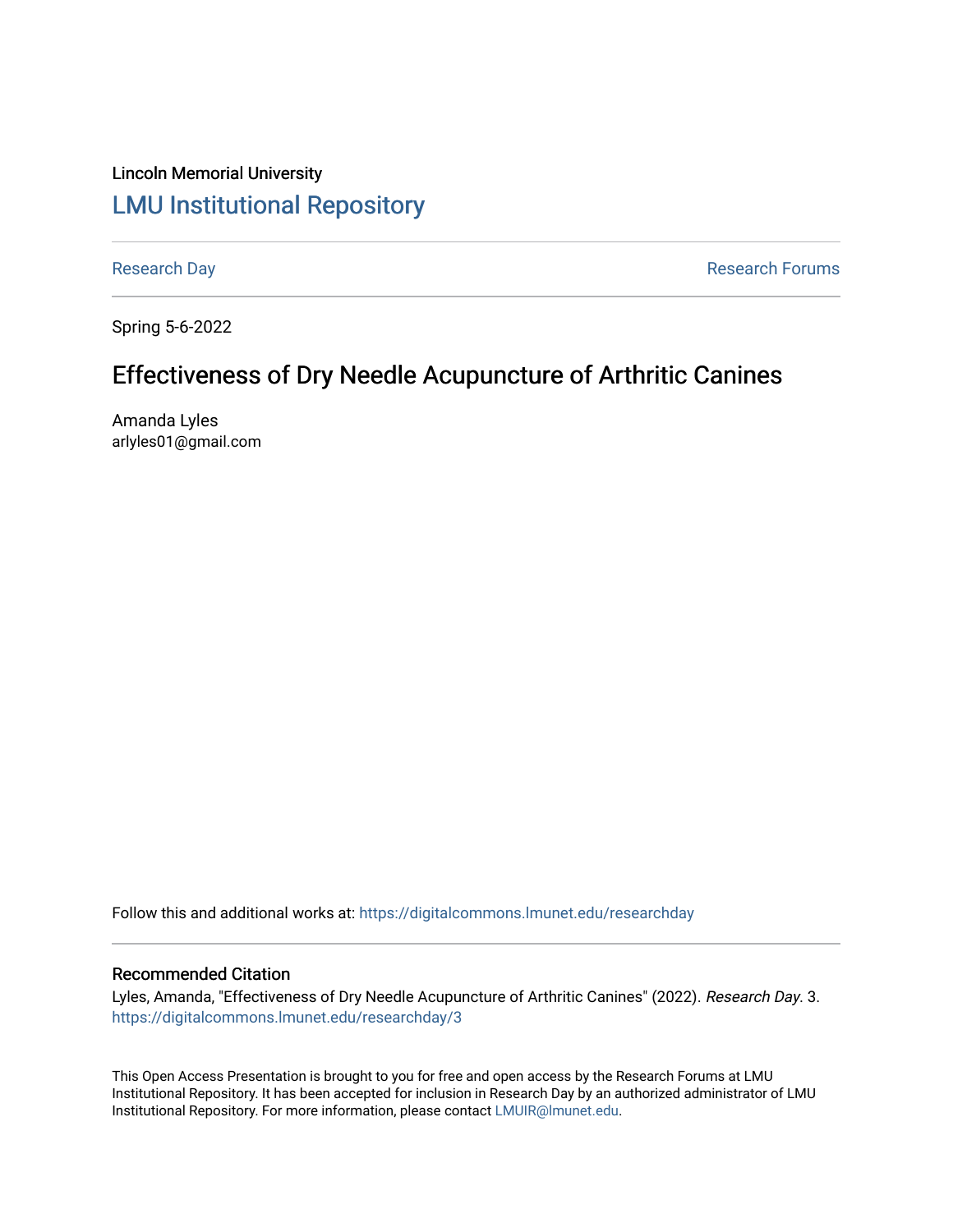Lincoln Memorial University

# LMU Institutional Repository

Research Day

Research Forums

Spring 5-6-2022

## Effectiveness of Dry Needle Acupuncture of Arthritic Canines

Amanda Lyles
arlyles01@gmail.com

Follow this and additional works at: https://digitalcommons.lmunet.edu/researchday

### Recommended Citation

Lyles, Amanda, "Effectiveness of Dry Needle Acupuncture of Arthritic Canines" (2022). *Research Day*. 3.
https://digitalcommons.lmunet.edu/researchday/3

This Open Access Presentation is brought to you for free and open access by the Research Forums at LMU Institutional Repository. It has been accepted for inclusion in Research Day by an authorized administrator of LMU Institutional Repository. For more information, please contact LMUIR@lmunet.edu.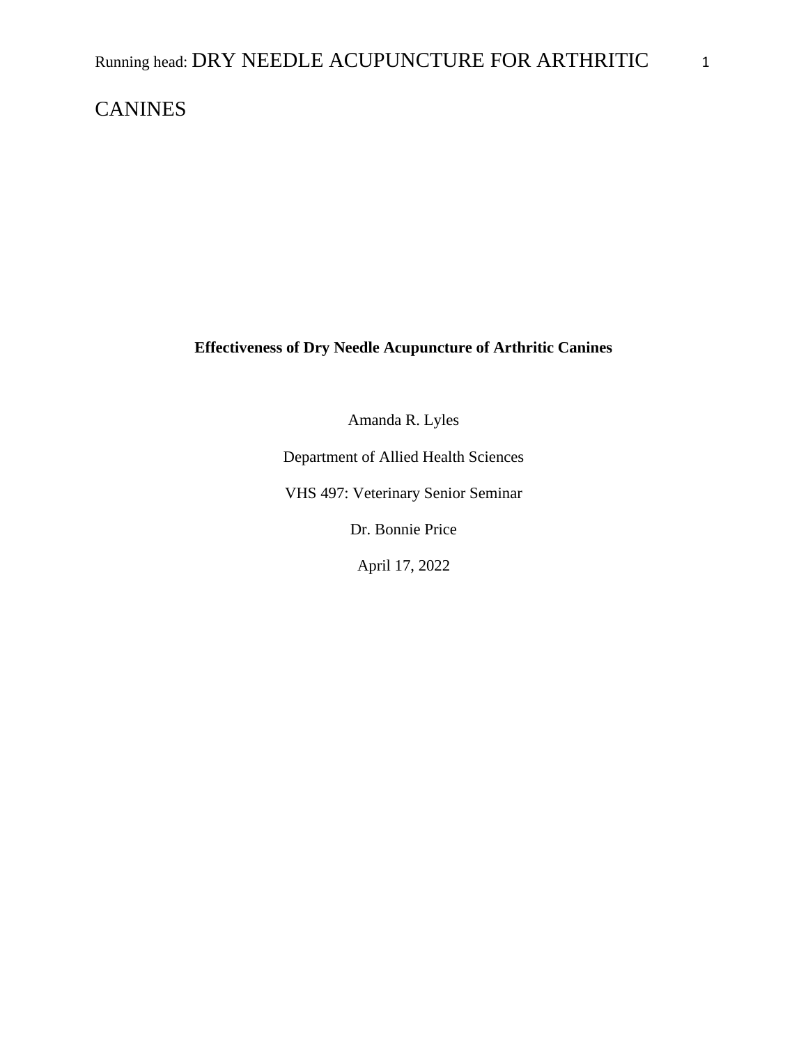**Effectiveness of Dry Needle Acupuncture of Arthritic Canines**

Amanda R. Lyles

Department of Allied Health Sciences

VHS 497: Veterinary Senior Seminar

Dr. Bonnie Price

April 17, 2022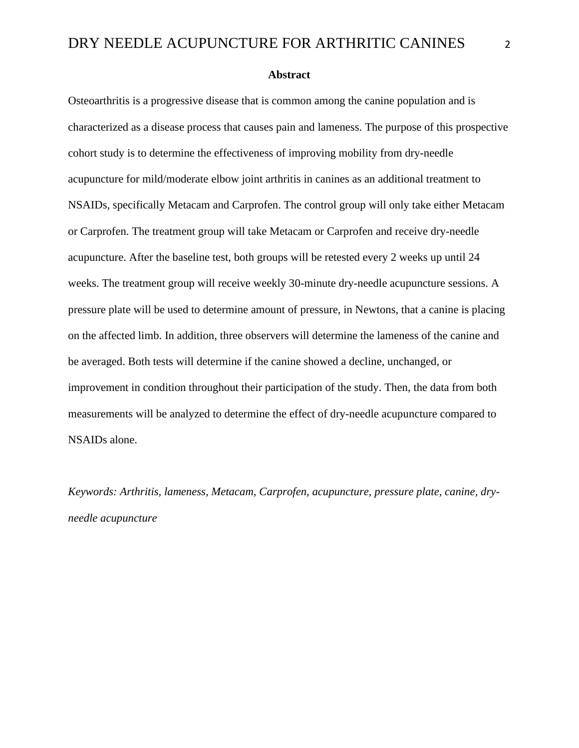**Abstract**

Osteoarthritis is a progressive disease that is common among the canine population and is characterized as a disease process that causes pain and lameness. The purpose of this prospective cohort study is to determine the effectiveness of improving mobility from dry-needle acupuncture for mild/moderate elbow joint arthritis in canines as an additional treatment to NSAIDs, specifically Metacam and Carprofen. The control group will only take either Metacam or Carprofen. The treatment group will take Metacam or Carprofen and receive dry-needle acupuncture. After the baseline test, both groups will be retested every 2 weeks up until 24 weeks. The treatment group will receive weekly 30-minute dry-needle acupuncture sessions. A pressure plate will be used to determine amount of pressure, in Newtons, that a canine is placing on the affected limb. In addition, three observers will determine the lameness of the canine and be averaged. Both tests will determine if the canine showed a decline, unchanged, or improvement in condition throughout their participation of the study. Then, the data from both measurements will be analyzed to determine the effect of dry-needle acupuncture compared to NSAIDs alone.

*Keywords: Arthritis, lameness, Metacam, Carprofen, acupuncture, pressure plate, canine, dry-needle acupuncture*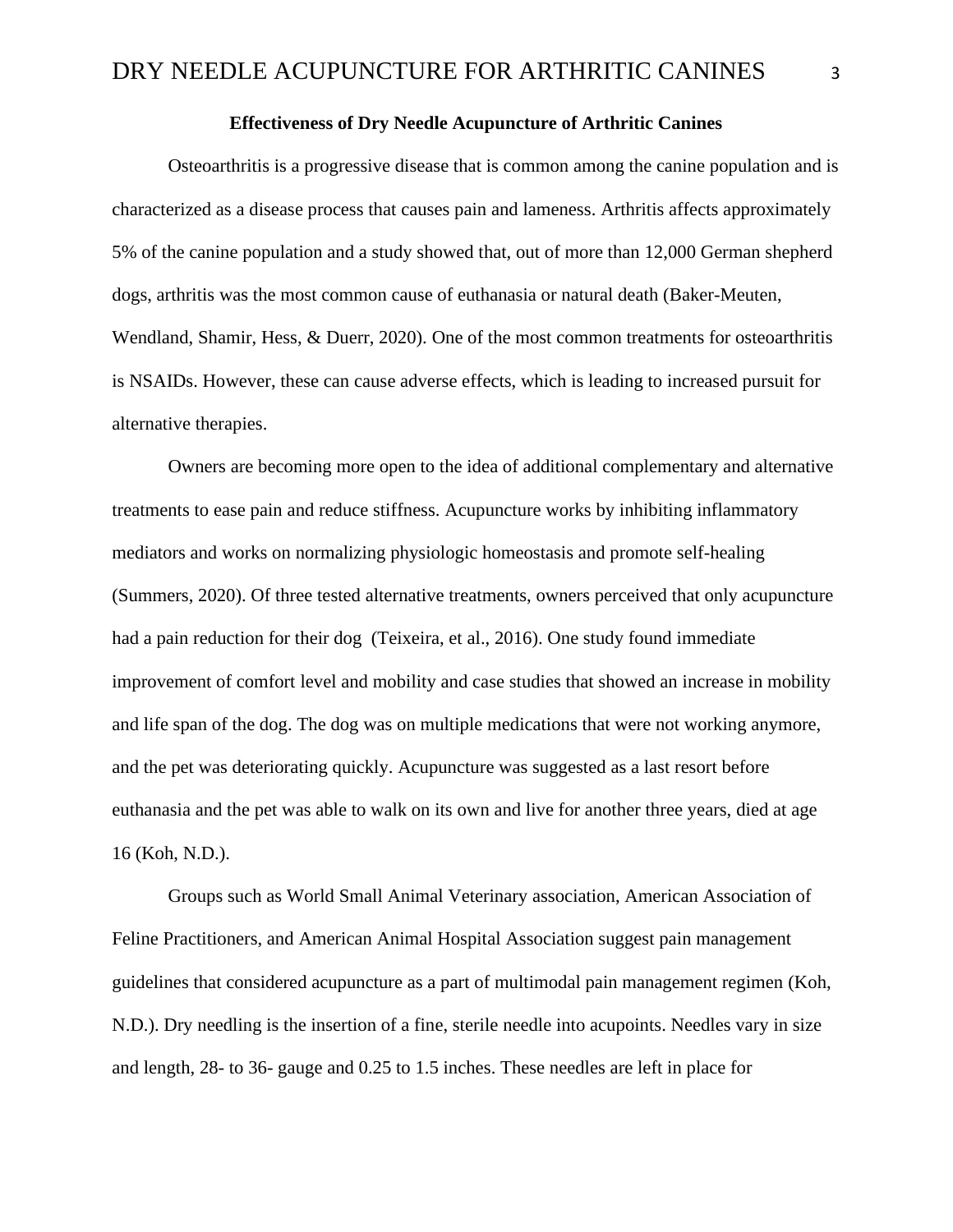**Effectiveness of Dry Needle Acupuncture of Arthritic Canines**

Osteoarthritis is a progressive disease that is common among the canine population and is characterized as a disease process that causes pain and lameness. Arthritis affects approximately 5% of the canine population and a study showed that, out of more than 12,000 German shepherd dogs, arthritis was the most common cause of euthanasia or natural death (Baker-Meuten, Wendland, Shamir, Hess, & Duerr, 2020). One of the most common treatments for osteoarthritis is NSAIDs. However, these can cause adverse effects, which is leading to increased pursuit for alternative therapies.

Owners are becoming more open to the idea of additional complementary and alternative treatments to ease pain and reduce stiffness. Acupuncture works by inhibiting inflammatory mediators and works on normalizing physiologic homeostasis and promote self-healing (Summers, 2020). Of three tested alternative treatments, owners perceived that only acupuncture had a pain reduction for their dog (Teixeira, et al., 2016). One study found immediate improvement of comfort level and mobility and case studies that showed an increase in mobility and life span of the dog. The dog was on multiple medications that were not working anymore, and the pet was deteriorating quickly. Acupuncture was suggested as a last resort before euthanasia and the pet was able to walk on its own and live for another three years, died at age 16 (Koh, N.D.).

Groups such as World Small Animal Veterinary association, American Association of Feline Practitioners, and American Animal Hospital Association suggest pain management guidelines that considered acupuncture as a part of multimodal pain management regimen (Koh, N.D.). Dry needling is the insertion of a fine, sterile needle into acupoints. Needles vary in size and length, 28- to 36- gauge and 0.25 to 1.5 inches. These needles are left in place for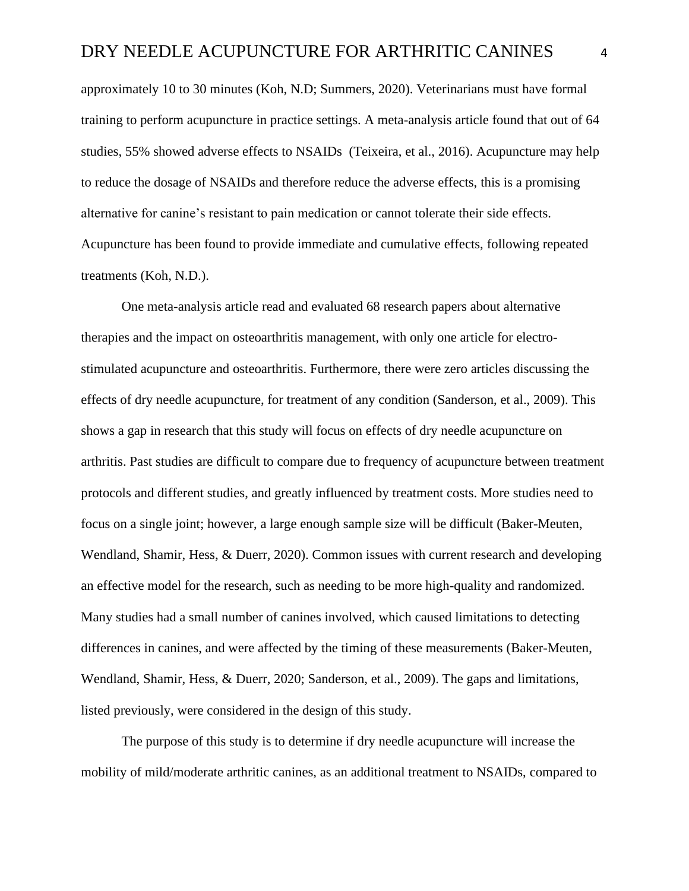approximately 10 to 30 minutes (Koh, N.D; Summers, 2020). Veterinarians must have formal training to perform acupuncture in practice settings. A meta-analysis article found that out of 64 studies, 55% showed adverse effects to NSAIDs  (Teixeira, et al., 2016). Acupuncture may help to reduce the dosage of NSAIDs and therefore reduce the adverse effects, this is a promising alternative for canine's resistant to pain medication or cannot tolerate their side effects. Acupuncture has been found to provide immediate and cumulative effects, following repeated treatments (Koh, N.D.).

One meta-analysis article read and evaluated 68 research papers about alternative therapies and the impact on osteoarthritis management, with only one article for electro-stimulated acupuncture and osteoarthritis. Furthermore, there were zero articles discussing the effects of dry needle acupuncture, for treatment of any condition (Sanderson, et al., 2009). This shows a gap in research that this study will focus on effects of dry needle acupuncture on arthritis. Past studies are difficult to compare due to frequency of acupuncture between treatment protocols and different studies, and greatly influenced by treatment costs. More studies need to focus on a single joint; however, a large enough sample size will be difficult (Baker-Meuten, Wendland, Shamir, Hess, & Duerr, 2020). Common issues with current research and developing an effective model for the research, such as needing to be more high-quality and randomized. Many studies had a small number of canines involved, which caused limitations to detecting differences in canines, and were affected by the timing of these measurements (Baker-Meuten, Wendland, Shamir, Hess, & Duerr, 2020; Sanderson, et al., 2009). The gaps and limitations, listed previously, were considered in the design of this study.

The purpose of this study is to determine if dry needle acupuncture will increase the mobility of mild/moderate arthritic canines, as an additional treatment to NSAIDs, compared to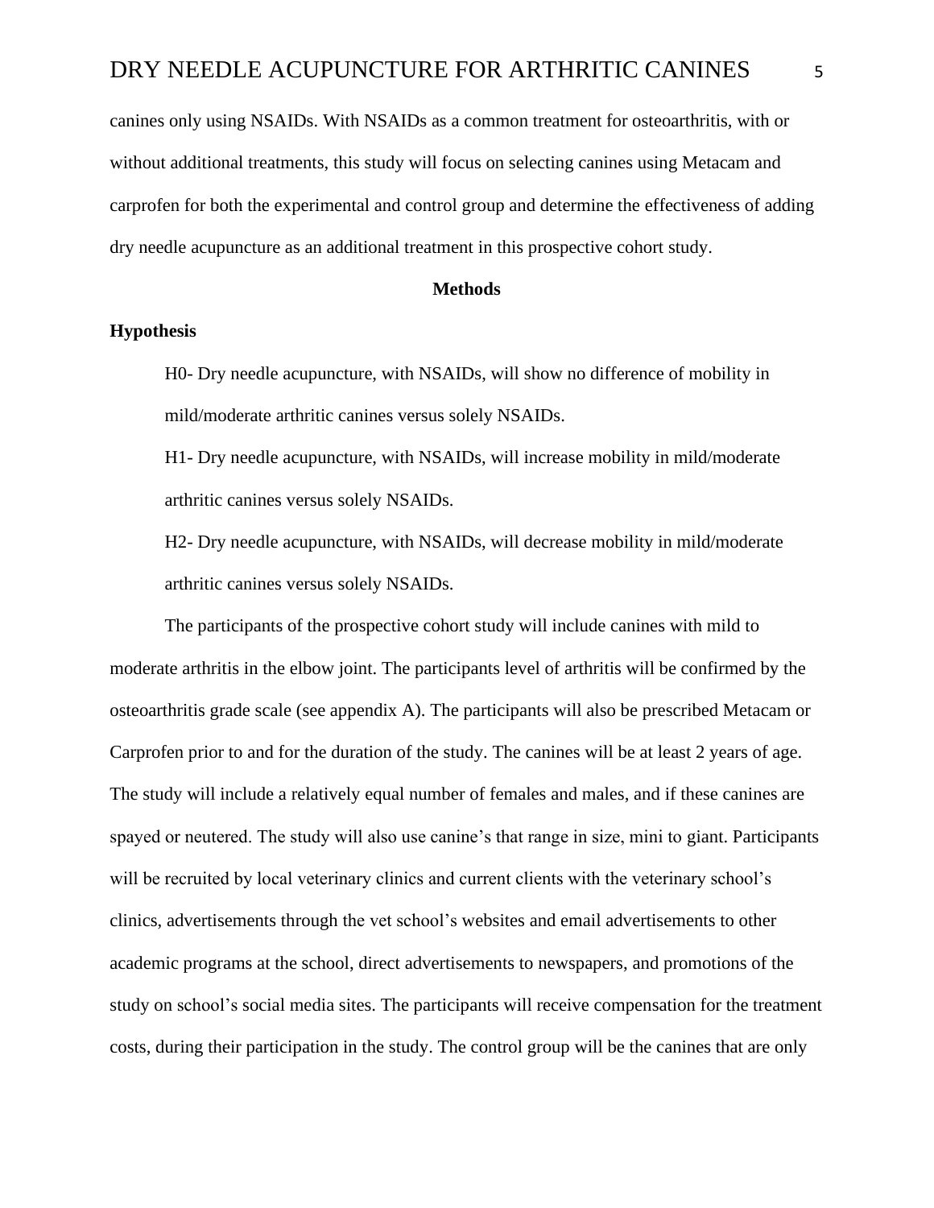canines only using NSAIDs. With NSAIDs as a common treatment for osteoarthritis, with or without additional treatments, this study will focus on selecting canines using Metacam and carprofen for both the experimental and control group and determine the effectiveness of adding dry needle acupuncture as an additional treatment in this prospective cohort study.

## Methods

### Hypothesis

H0- Dry needle acupuncture, with NSAIDs, will show no difference of mobility in mild/moderate arthritic canines versus solely NSAIDs.

H1- Dry needle acupuncture, with NSAIDs, will increase mobility in mild/moderate arthritic canines versus solely NSAIDs.

H2- Dry needle acupuncture, with NSAIDs, will decrease mobility in mild/moderate arthritic canines versus solely NSAIDs.

The participants of the prospective cohort study will include canines with mild to moderate arthritis in the elbow joint. The participants level of arthritis will be confirmed by the osteoarthritis grade scale (see appendix A). The participants will also be prescribed Metacam or Carprofen prior to and for the duration of the study. The canines will be at least 2 years of age. The study will include a relatively equal number of females and males, and if these canines are spayed or neutered. The study will also use canine's that range in size, mini to giant. Participants will be recruited by local veterinary clinics and current clients with the veterinary school's clinics, advertisements through the vet school's websites and email advertisements to other academic programs at the school, direct advertisements to newspapers, and promotions of the study on school's social media sites. The participants will receive compensation for the treatment costs, during their participation in the study. The control group will be the canines that are only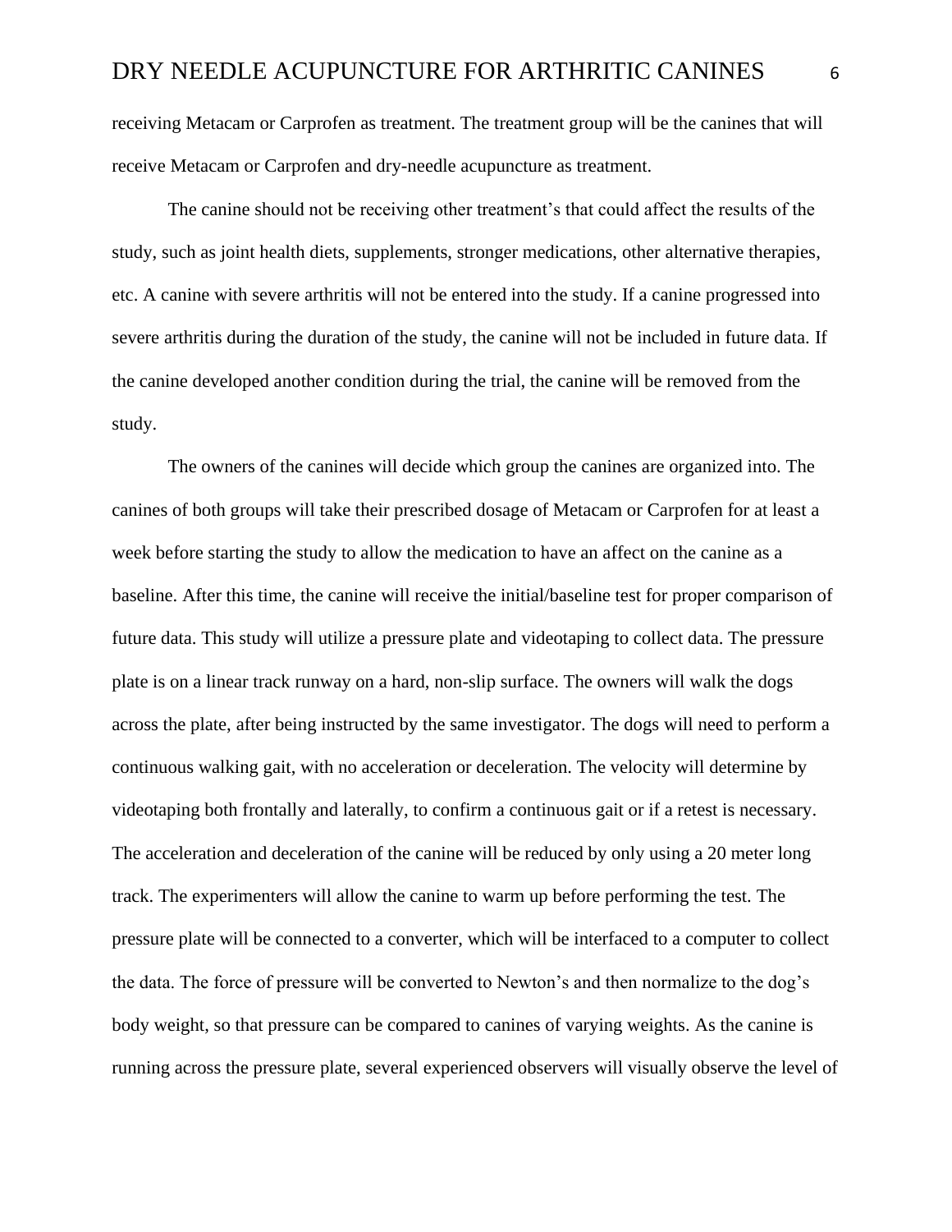receiving Metacam or Carprofen as treatment. The treatment group will be the canines that will receive Metacam or Carprofen and dry-needle acupuncture as treatment.

The canine should not be receiving other treatment's that could affect the results of the study, such as joint health diets, supplements, stronger medications, other alternative therapies, etc. A canine with severe arthritis will not be entered into the study. If a canine progressed into severe arthritis during the duration of the study, the canine will not be included in future data. If the canine developed another condition during the trial, the canine will be removed from the study.

The owners of the canines will decide which group the canines are organized into. The canines of both groups will take their prescribed dosage of Metacam or Carprofen for at least a week before starting the study to allow the medication to have an affect on the canine as a baseline. After this time, the canine will receive the initial/baseline test for proper comparison of future data. This study will utilize a pressure plate and videotaping to collect data. The pressure plate is on a linear track runway on a hard, non-slip surface. The owners will walk the dogs across the plate, after being instructed by the same investigator. The dogs will need to perform a continuous walking gait, with no acceleration or deceleration. The velocity will determine by videotaping both frontally and laterally, to confirm a continuous gait or if a retest is necessary. The acceleration and deceleration of the canine will be reduced by only using a 20 meter long track. The experimenters will allow the canine to warm up before performing the test. The pressure plate will be connected to a converter, which will be interfaced to a computer to collect the data. The force of pressure will be converted to Newton's and then normalize to the dog's body weight, so that pressure can be compared to canines of varying weights. As the canine is running across the pressure plate, several experienced observers will visually observe the level of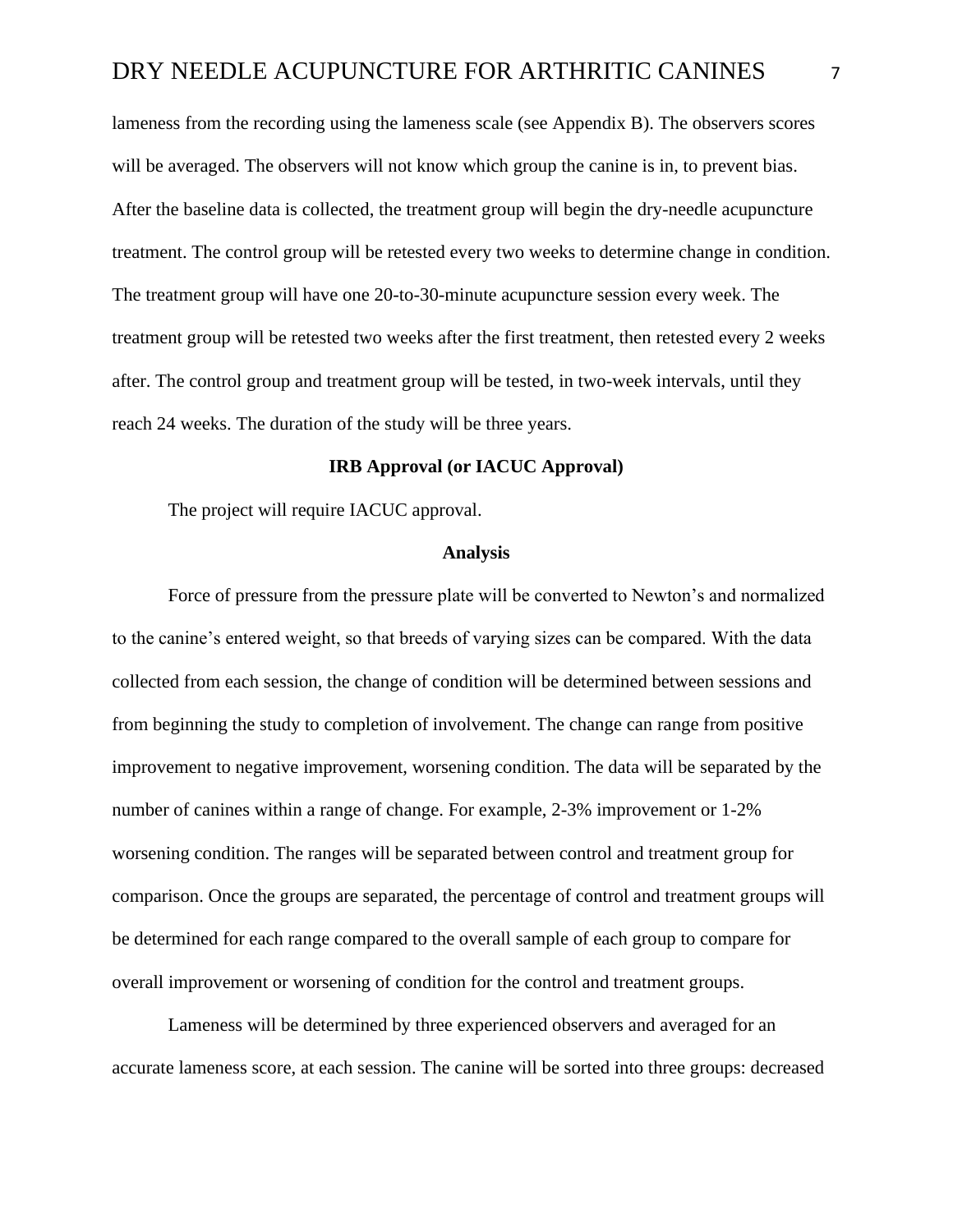lameness from the recording using the lameness scale (see Appendix B). The observers scores will be averaged. The observers will not know which group the canine is in, to prevent bias. After the baseline data is collected, the treatment group will begin the dry-needle acupuncture treatment. The control group will be retested every two weeks to determine change in condition. The treatment group will have one 20-to-30-minute acupuncture session every week. The treatment group will be retested two weeks after the first treatment, then retested every 2 weeks after. The control group and treatment group will be tested, in two-week intervals, until they reach 24 weeks. The duration of the study will be three years.

## IRB Approval (or IACUC Approval)

The project will require IACUC approval.

## Analysis

Force of pressure from the pressure plate will be converted to Newton's and normalized to the canine's entered weight, so that breeds of varying sizes can be compared. With the data collected from each session, the change of condition will be determined between sessions and from beginning the study to completion of involvement. The change can range from positive improvement to negative improvement, worsening condition. The data will be separated by the number of canines within a range of change. For example, 2-3% improvement or 1-2% worsening condition. The ranges will be separated between control and treatment group for comparison. Once the groups are separated, the percentage of control and treatment groups will be determined for each range compared to the overall sample of each group to compare for overall improvement or worsening of condition for the control and treatment groups.

Lameness will be determined by three experienced observers and averaged for an accurate lameness score, at each session. The canine will be sorted into three groups: decreased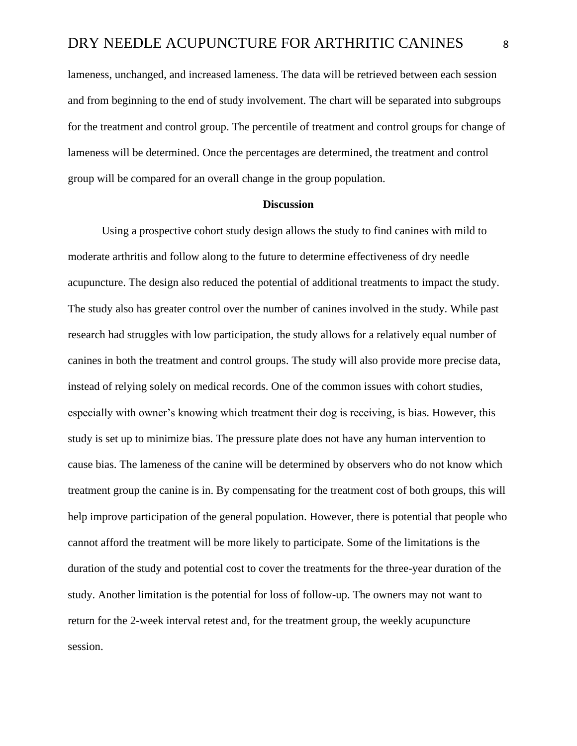lameness, unchanged, and increased lameness. The data will be retrieved between each session and from beginning to the end of study involvement. The chart will be separated into subgroups for the treatment and control group. The percentile of treatment and control groups for change of lameness will be determined. Once the percentages are determined, the treatment and control group will be compared for an overall change in the group population.

**Discussion**

Using a prospective cohort study design allows the study to find canines with mild to moderate arthritis and follow along to the future to determine effectiveness of dry needle acupuncture. The design also reduced the potential of additional treatments to impact the study. The study also has greater control over the number of canines involved in the study. While past research had struggles with low participation, the study allows for a relatively equal number of canines in both the treatment and control groups. The study will also provide more precise data, instead of relying solely on medical records. One of the common issues with cohort studies, especially with owner's knowing which treatment their dog is receiving, is bias. However, this study is set up to minimize bias. The pressure plate does not have any human intervention to cause bias. The lameness of the canine will be determined by observers who do not know which treatment group the canine is in. By compensating for the treatment cost of both groups, this will help improve participation of the general population. However, there is potential that people who cannot afford the treatment will be more likely to participate. Some of the limitations is the duration of the study and potential cost to cover the treatments for the three-year duration of the study. Another limitation is the potential for loss of follow-up. The owners may not want to return for the 2-week interval retest and, for the treatment group, the weekly acupuncture session.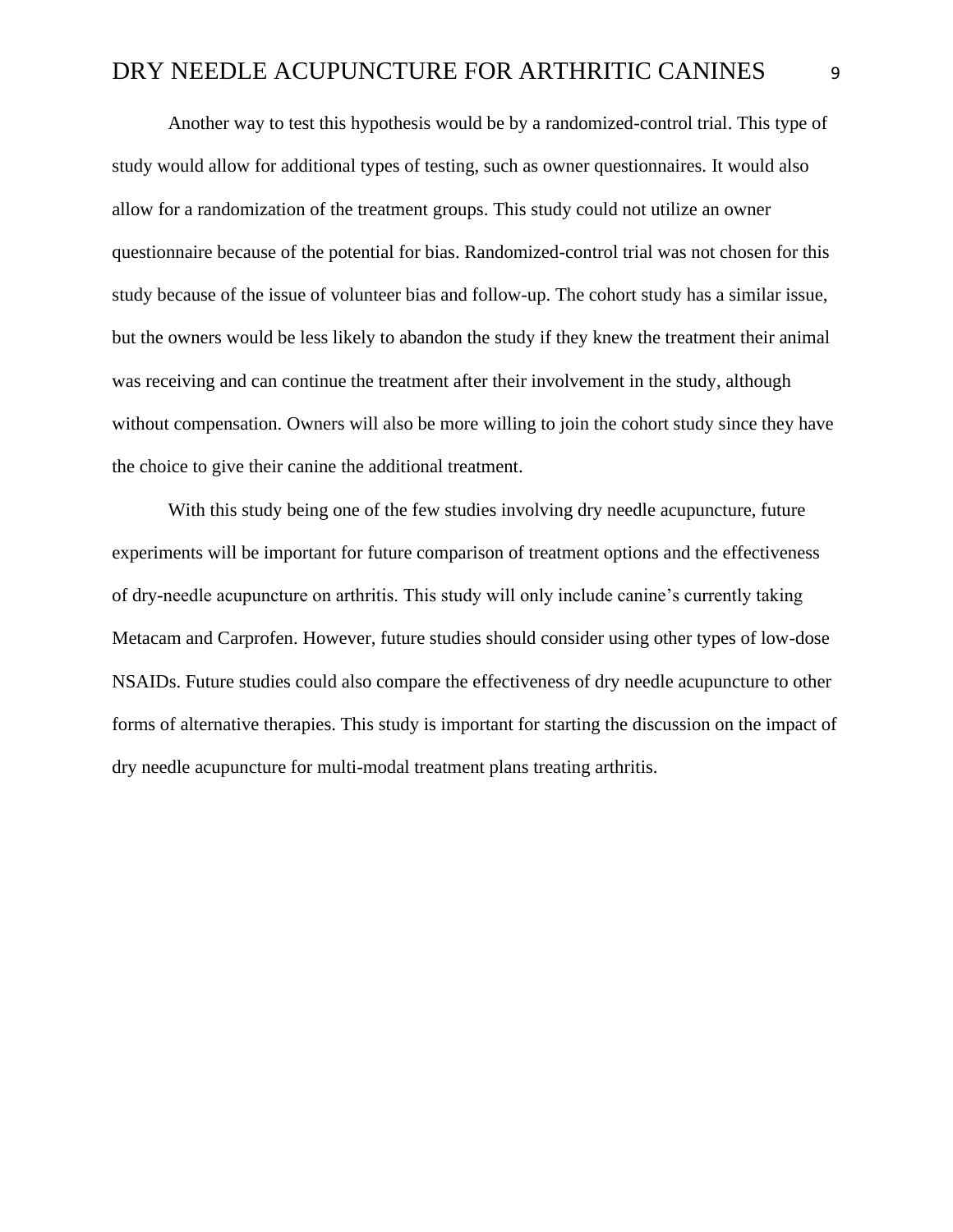Another way to test this hypothesis would be by a randomized-control trial. This type of study would allow for additional types of testing, such as owner questionnaires. It would also allow for a randomization of the treatment groups. This study could not utilize an owner questionnaire because of the potential for bias. Randomized-control trial was not chosen for this study because of the issue of volunteer bias and follow-up. The cohort study has a similar issue, but the owners would be less likely to abandon the study if they knew the treatment their animal was receiving and can continue the treatment after their involvement in the study, although without compensation. Owners will also be more willing to join the cohort study since they have the choice to give their canine the additional treatment.

With this study being one of the few studies involving dry needle acupuncture, future experiments will be important for future comparison of treatment options and the effectiveness of dry-needle acupuncture on arthritis. This study will only include canine's currently taking Metacam and Carprofen. However, future studies should consider using other types of low-dose NSAIDs. Future studies could also compare the effectiveness of dry needle acupuncture to other forms of alternative therapies. This study is important for starting the discussion on the impact of dry needle acupuncture for multi-modal treatment plans treating arthritis.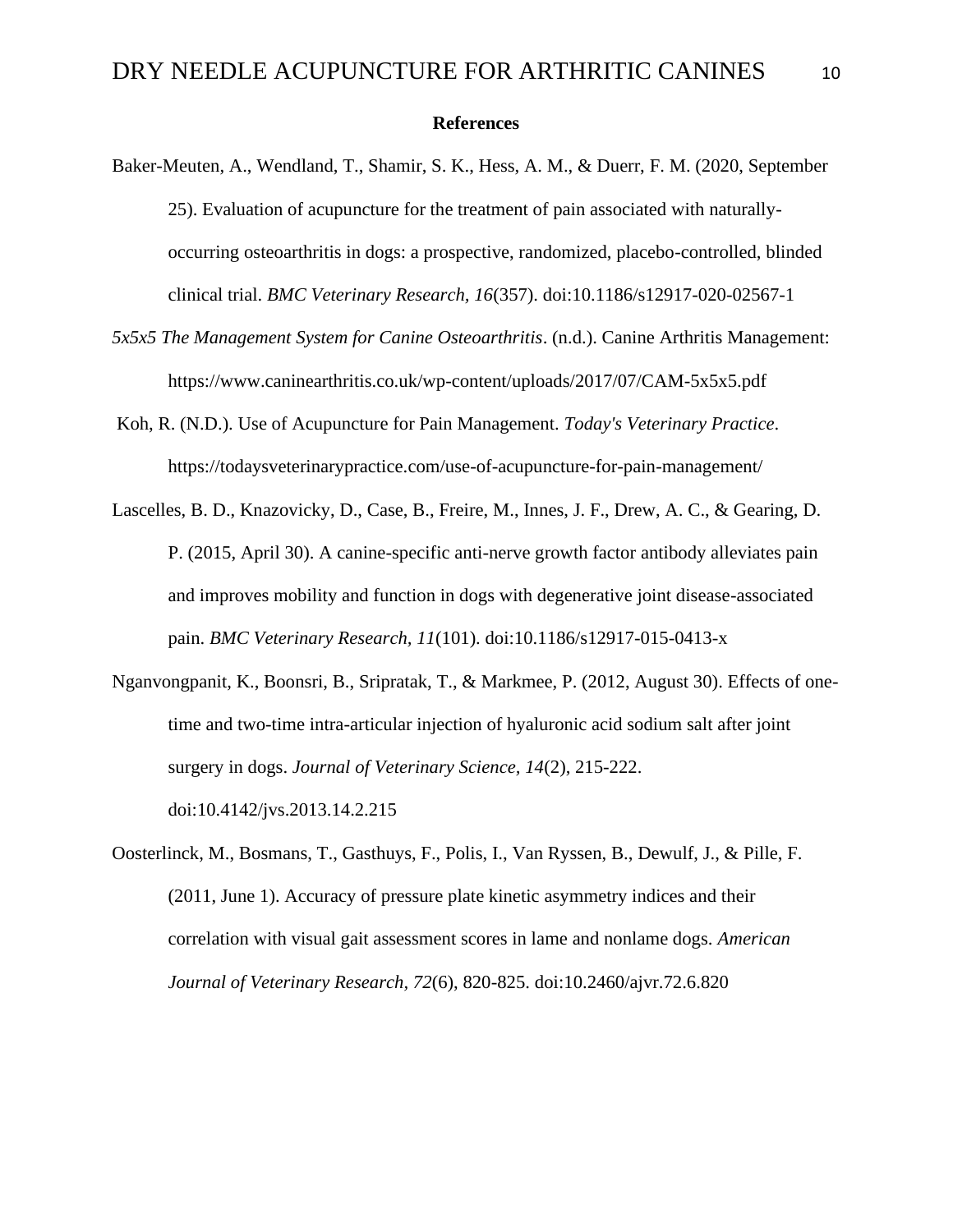**References**

Baker-Meuten, A., Wendland, T., Shamir, S. K., Hess, A. M., & Duerr, F. M. (2020, September 25). Evaluation of acupuncture for the treatment of pain associated with naturally-occurring osteoarthritis in dogs: a prospective, randomized, placebo-controlled, blinded clinical trial. *BMC Veterinary Research, 16*(357). doi:10.1186/s12917-020-02567-1

*5x5x5 The Management System for Canine Osteoarthritis*. (n.d.). Canine Arthritis Management: https://www.caninearthritis.co.uk/wp-content/uploads/2017/07/CAM-5x5x5.pdf

Koh, R. (N.D.). Use of Acupuncture for Pain Management. *Today's Veterinary Practice*. https://todaysveterinarypractice.com/use-of-acupuncture-for-pain-management/

Lascelles, B. D., Knazovicky, D., Case, B., Freire, M., Innes, J. F., Drew, A. C., & Gearing, D. P. (2015, April 30). A canine-specific anti-nerve growth factor antibody alleviates pain and improves mobility and function in dogs with degenerative joint disease-associated pain. *BMC Veterinary Research, 11*(101). doi:10.1186/s12917-015-0413-x

Nganvongpanit, K., Boonsri, B., Sripratak, T., & Markmee, P. (2012, August 30). Effects of one-time and two-time intra-articular injection of hyaluronic acid sodium salt after joint surgery in dogs. *Journal of Veterinary Science, 14*(2), 215-222. doi:10.4142/jvs.2013.14.2.215

Oosterlinck, M., Bosmans, T., Gasthuys, F., Polis, I., Van Ryssen, B., Dewulf, J., & Pille, F. (2011, June 1). Accuracy of pressure plate kinetic asymmetry indices and their correlation with visual gait assessment scores in lame and nonlame dogs. *American Journal of Veterinary Research*, *72*(6), 820-825. doi:10.2460/ajvr.72.6.820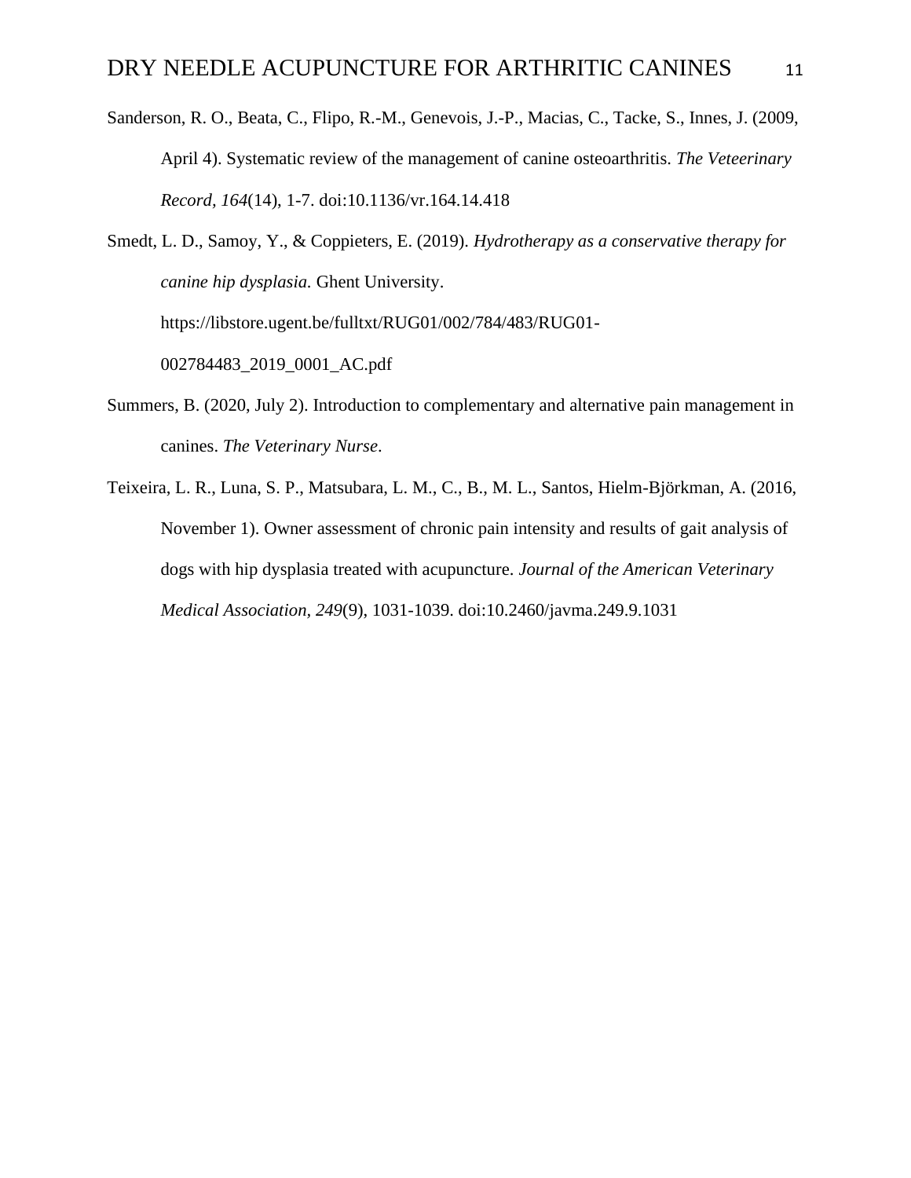Sanderson, R. O., Beata, C., Flipo, R.-M., Genevois, J.-P., Macias, C., Tacke, S., Innes, J. (2009, April 4). Systematic review of the management of canine osteoarthritis. *The Veteerinary Record, 164*(14), 1-7. doi:10.1136/vr.164.14.418

Smedt, L. D., Samoy, Y., & Coppieters, E. (2019). *Hydrotherapy as a conservative therapy for canine hip dysplasia.* Ghent University. https://libstore.ugent.be/fulltxt/RUG01/002/784/483/RUG01-002784483_2019_0001_AC.pdf

Summers, B. (2020, July 2). Introduction to complementary and alternative pain management in canines. *The Veterinary Nurse*.

Teixeira, L. R., Luna, S. P., Matsubara, L. M., C., B., M. L., Santos, Hielm-Björkman, A. (2016, November 1). Owner assessment of chronic pain intensity and results of gait analysis of dogs with hip dysplasia treated with acupuncture. *Journal of the American Veterinary Medical Association, 249*(9), 1031-1039. doi:10.2460/javma.249.9.1031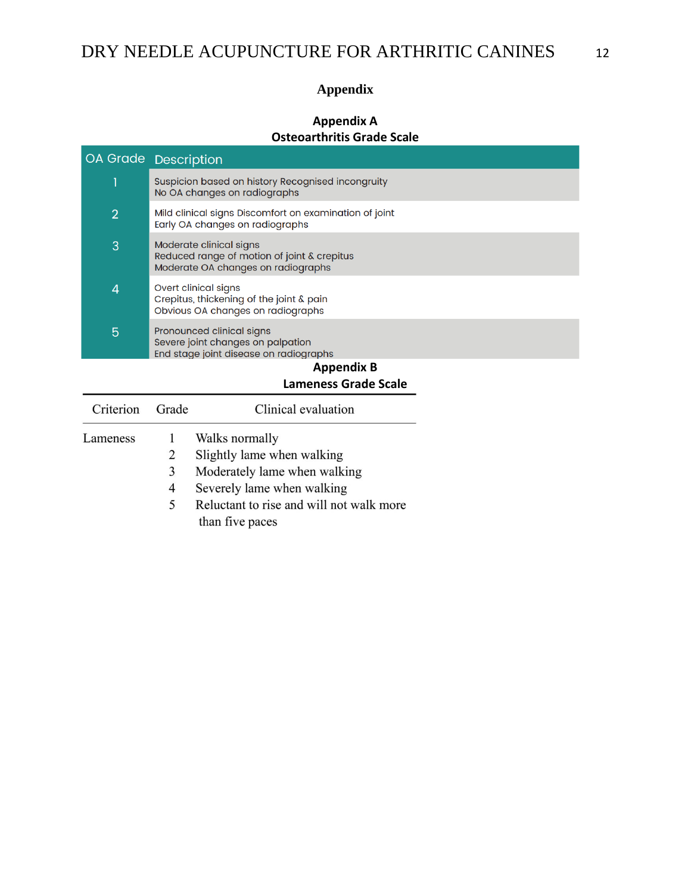# Appendix

## Appendix A
## Osteoarthritis Grade Scale

| OA Grade | Description |
|---|---|
| 1 | Suspicion based on history Recognised incongruity<br>No OA changes on radiographs |
| 2 | Mild clinical signs Discomfort on examination of joint<br>Early OA changes on radiographs |
| 3 | Moderate clinical signs<br>Reduced range of motion of joint & crepitus<br>Moderate OA changes on radiographs |
| 4 | Overt clinical signs<br>Crepitus, thickening of the joint & pain<br>Obvious OA changes on radiographs |
| 5 | Pronounced clinical signs<br>Severe joint changes on palpation<br>End stage joint disease on radiographs |

## Appendix B
## Lameness Grade Scale

| Criterion | Grade | Clinical evaluation |
|---|---|---|
| Lameness | 1 | Walks normally |
| | 2 | Slightly lame when walking |
| | 3 | Moderately lame when walking |
| | 4 | Severely lame when walking |
| | 5 | Reluctant to rise and will not walk more than five paces |